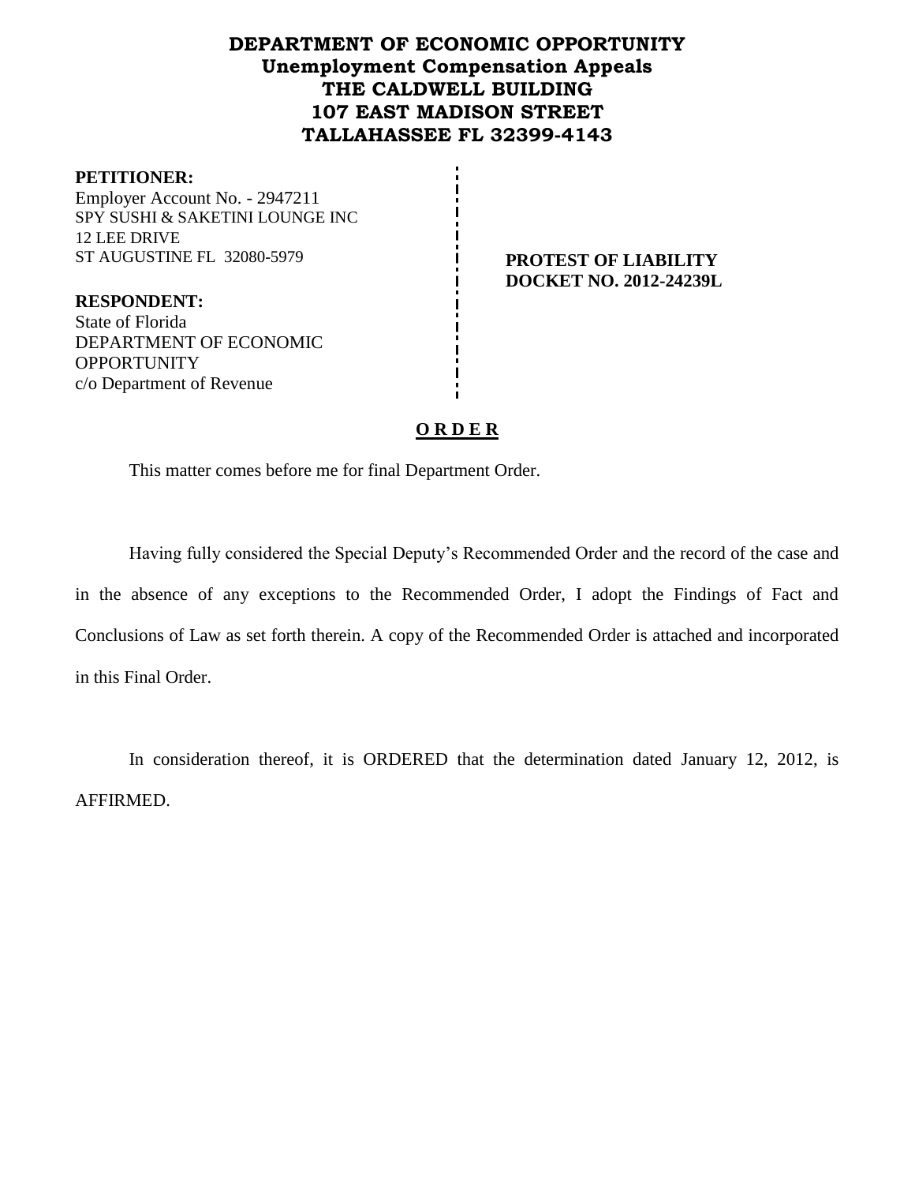# DEPARTMENT OF ECONOMIC OPPORTUNITY
## Unemployment Compensation Appeals
## THE CALDWELL BUILDING
## 107 EAST MADISON STREET
## TALLAHASSEE FL 32399-4143

**PETITIONER:**
Employer Account No. - 2947211
SPY SUSHI & SAKETINI LOUNGE INC
12 LEE DRIVE
ST AUGUSTINE FL 32080-5979

**RESPONDENT:**
State of Florida
DEPARTMENT OF ECONOMIC OPPORTUNITY
c/o Department of Revenue

**PROTEST OF LIABILITY**
**DOCKET NO. 2012-24239L**

**O R D E R**

This matter comes before me for final Department Order.

Having fully considered the Special Deputy's Recommended Order and the record of the case and in the absence of any exceptions to the Recommended Order, I adopt the Findings of Fact and Conclusions of Law as set forth therein. A copy of the Recommended Order is attached and incorporated in this Final Order.

In consideration thereof, it is ORDERED that the determination dated January 12, 2012, is AFFIRMED.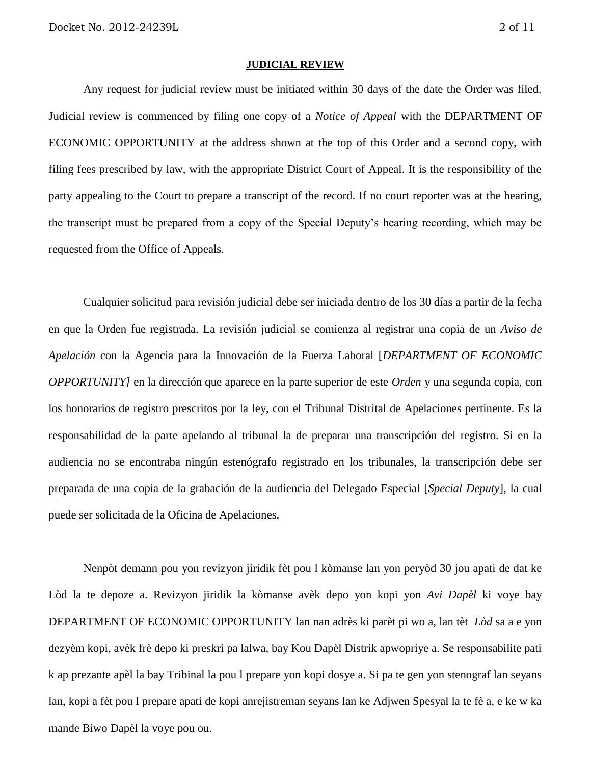**JUDICIAL REVIEW**

Any request for judicial review must be initiated within 30 days of the date the Order was filed. Judicial review is commenced by filing one copy of a *Notice of Appeal* with the DEPARTMENT OF ECONOMIC OPPORTUNITY at the address shown at the top of this Order and a second copy, with filing fees prescribed by law, with the appropriate District Court of Appeal. It is the responsibility of the party appealing to the Court to prepare a transcript of the record. If no court reporter was at the hearing, the transcript must be prepared from a copy of the Special Deputy's hearing recording, which may be requested from the Office of Appeals.

Cualquier solicitud para revisión judicial debe ser iniciada dentro de los 30 días a partir de la fecha en que la Orden fue registrada. La revisión judicial se comienza al registrar una copia de un *Aviso de Apelación* con la Agencia para la Innovación de la Fuerza Laboral [*DEPARTMENT OF ECONOMIC OPPORTUNITY]* en la dirección que aparece en la parte superior de este *Orden* y una segunda copia, con los honorarios de registro prescritos por la ley, con el Tribunal Distrital de Apelaciones pertinente. Es la responsabilidad de la parte apelando al tribunal la de preparar una transcripción del registro. Si en la audiencia no se encontraba ningún estenógrafo registrado en los tribunales, la transcripción debe ser preparada de una copia de la grabación de la audiencia del Delegado Especial [*Special Deputy*], la cual puede ser solicitada de la Oficina de Apelaciones.

Nenpòt demann pou yon revizyon jiridik fèt pou l kòmanse lan yon peryòd 30 jou apati de dat ke Lòd la te depoze a. Revizyon jiridik la kòmanse avèk depo yon kopi yon *Avi Dapèl* ki voye bay DEPARTMENT OF ECONOMIC OPPORTUNITY lan nan adrès ki parèt pi wo a, lan tèt *Lòd* sa a e yon dezyèm kopi, avèk frè depo ki preskri pa lalwa, bay Kou Dapèl Distrik apwopriye a. Se responsabilite pati k ap prezante apèl la bay Tribinal la pou l prepare yon kopi dosye a. Si pa te gen yon stenograf lan seyans lan, kopi a fèt pou l prepare apati de kopi anrejistreman seyans lan ke Adjwen Spesyal la te fè a, e ke w ka mande Biwo Dapèl la voye pou ou.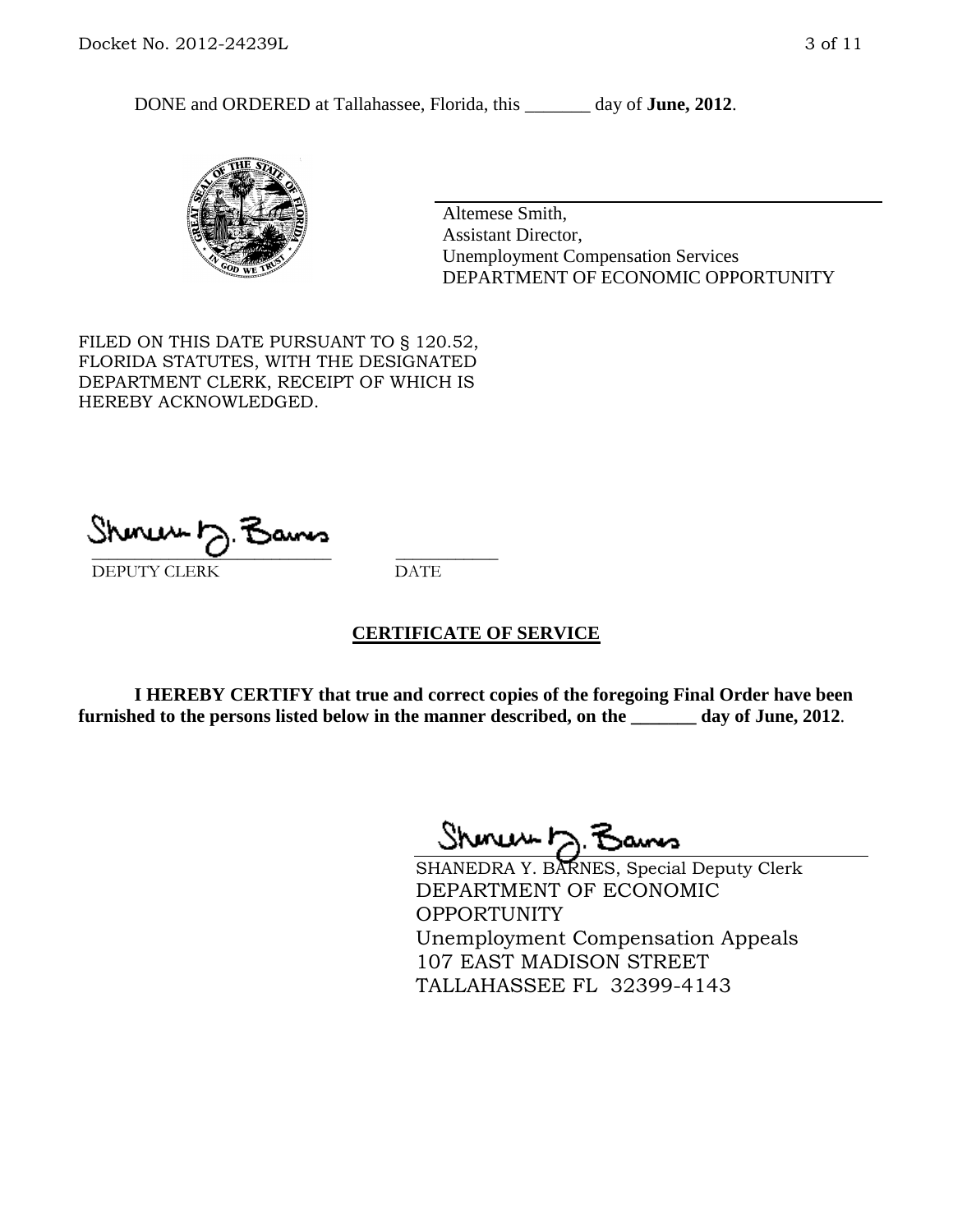DONE and ORDERED at Tallahassee, Florida, this _______ day of **June, 2012**.

Altemese Smith,
Assistant Director,
Unemployment Compensation Services
DEPARTMENT OF ECONOMIC OPPORTUNITY

FILED ON THIS DATE PURSUANT TO § 120.52, FLORIDA STATUTES, WITH THE DESIGNATED DEPARTMENT CLERK, RECEIPT OF WHICH IS HEREBY ACKNOWLEDGED.

___________________________ ___________
DEPUTY CLERK DATE

## CERTIFICATE OF SERVICE

**I HEREBY CERTIFY that true and correct copies of the foregoing Final Order have been furnished to the persons listed below in the manner described, on the _______ day of June, 2012**.

SHANEDRA Y. BARNES, Special Deputy Clerk
DEPARTMENT OF ECONOMIC OPPORTUNITY
Unemployment Compensation Appeals
107 EAST MADISON STREET
TALLAHASSEE FL 32399-4143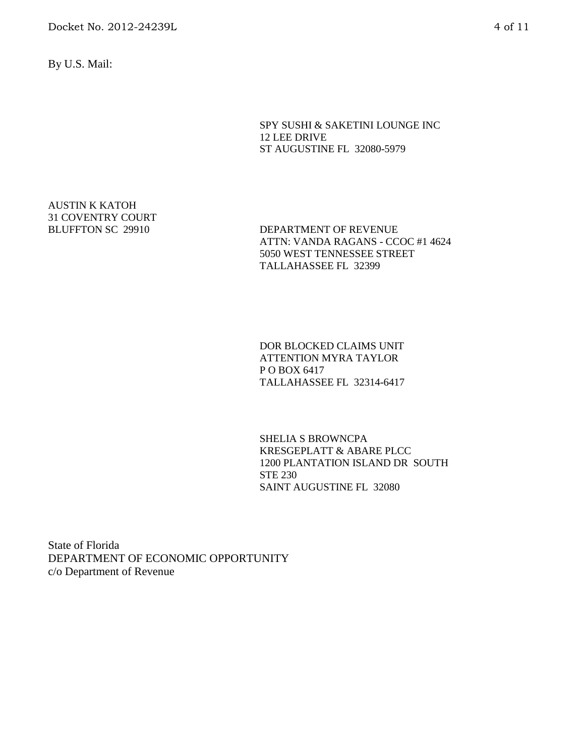By U.S. Mail:

SPY SUSHI & SAKETINI LOUNGE INC
12 LEE DRIVE
ST AUGUSTINE FL 32080-5979

AUSTIN K KATOH
31 COVENTRY COURT
BLUFFTON SC 29910

DEPARTMENT OF REVENUE
ATTN: VANDA RAGANS - CCOC #1 4624
5050 WEST TENNESSEE STREET
TALLAHASSEE FL 32399

DOR BLOCKED CLAIMS UNIT
ATTENTION MYRA TAYLOR
P O BOX 6417
TALLAHASSEE FL 32314-6417

SHELIA S BROWNCPA
KRESGEPLATT & ABARE PLCC
1200 PLANTATION ISLAND DR SOUTH
STE 230
SAINT AUGUSTINE FL 32080

State of Florida
DEPARTMENT OF ECONOMIC OPPORTUNITY
c/o Department of Revenue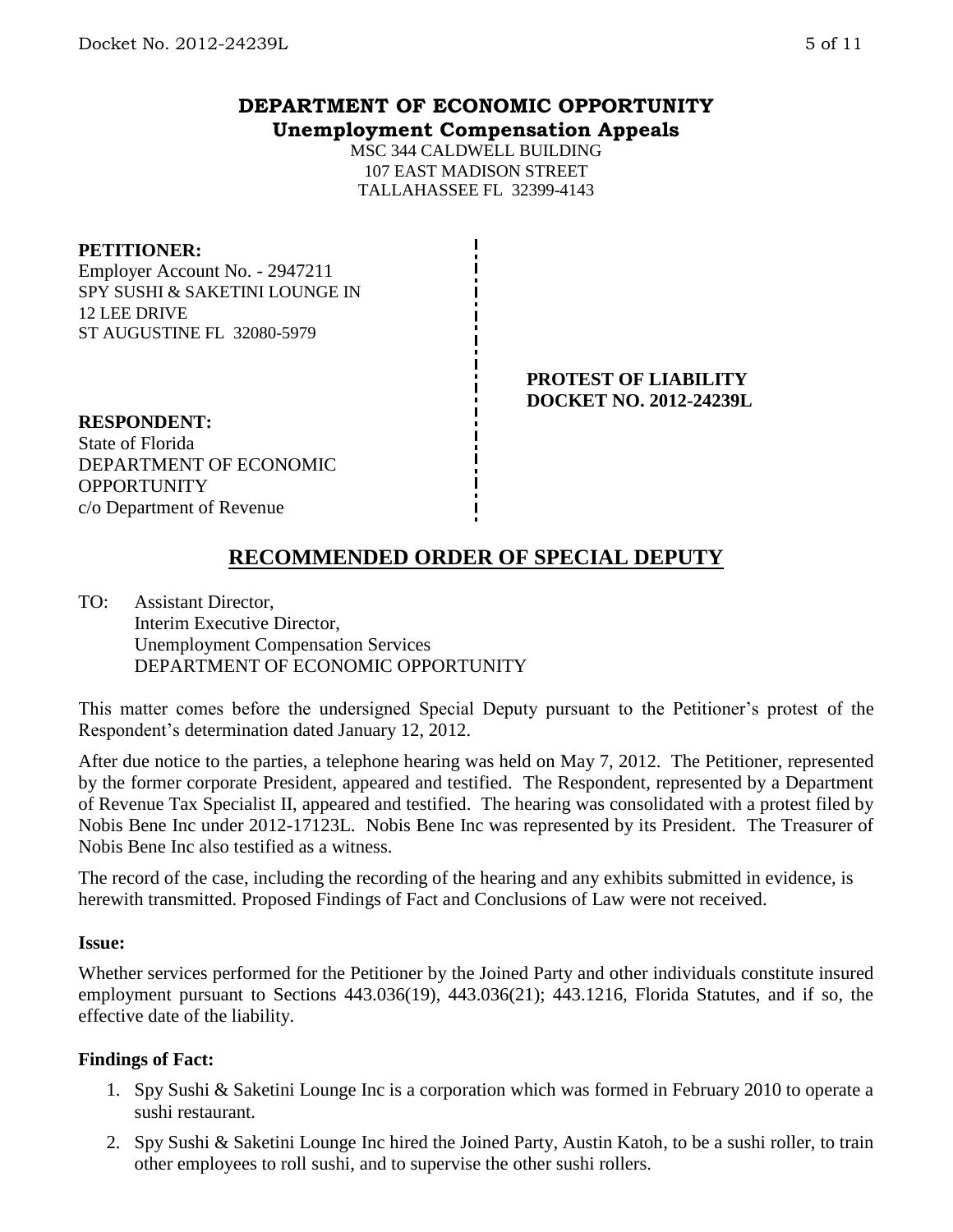# DEPARTMENT OF ECONOMIC OPPORTUNITY
## Unemployment Compensation Appeals

MSC 344 CALDWELL BUILDING
107 EAST MADISON STREET
TALLAHASSEE FL 32399-4143

**PETITIONER:**
Employer Account No. - 2947211
SPY SUSHI & SAKETINI LOUNGE IN
12 LEE DRIVE
ST AUGUSTINE FL 32080-5979

**PROTEST OF LIABILITY**
**DOCKET NO. 2012-24239L**

**RESPONDENT:**
State of Florida
DEPARTMENT OF ECONOMIC OPPORTUNITY
c/o Department of Revenue

## RECOMMENDED ORDER OF SPECIAL DEPUTY

TO: Assistant Director,
Interim Executive Director,
Unemployment Compensation Services
DEPARTMENT OF ECONOMIC OPPORTUNITY

This matter comes before the undersigned Special Deputy pursuant to the Petitioner's protest of the Respondent's determination dated January 12, 2012.

After due notice to the parties, a telephone hearing was held on May 7, 2012. The Petitioner, represented by the former corporate President, appeared and testified. The Respondent, represented by a Department of Revenue Tax Specialist II, appeared and testified. The hearing was consolidated with a protest filed by Nobis Bene Inc under 2012-17123L. Nobis Bene Inc was represented by its President. The Treasurer of Nobis Bene Inc also testified as a witness.

The record of the case, including the recording of the hearing and any exhibits submitted in evidence, is herewith transmitted. Proposed Findings of Fact and Conclusions of Law were not received.

**Issue:**

Whether services performed for the Petitioner by the Joined Party and other individuals constitute insured employment pursuant to Sections 443.036(19), 443.036(21); 443.1216, Florida Statutes, and if so, the effective date of the liability.

**Findings of Fact:**

1. Spy Sushi & Saketini Lounge Inc is a corporation which was formed in February 2010 to operate a sushi restaurant.
2. Spy Sushi & Saketini Lounge Inc hired the Joined Party, Austin Katoh, to be a sushi roller, to train other employees to roll sushi, and to supervise the other sushi rollers.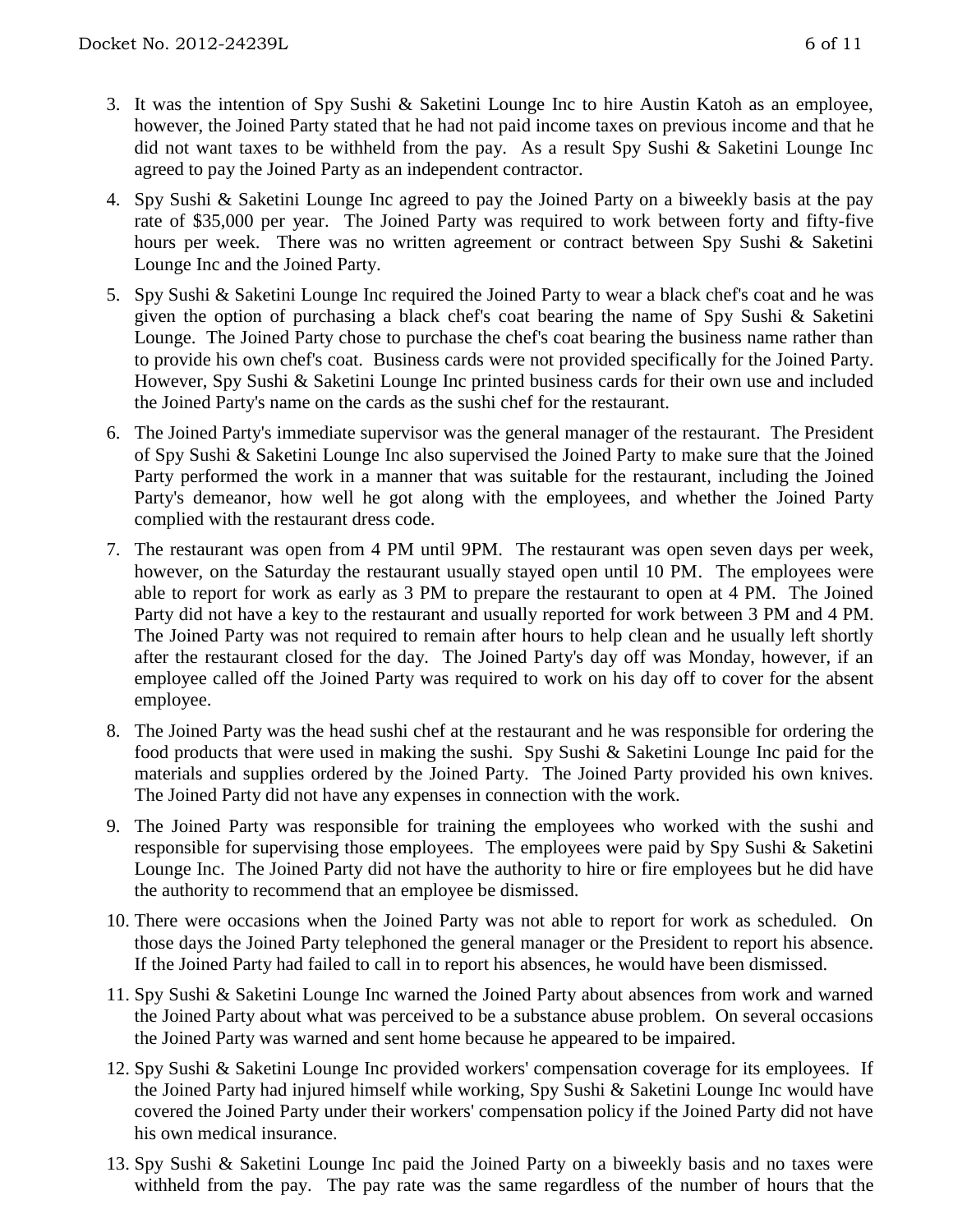3. It was the intention of Spy Sushi & Saketini Lounge Inc to hire Austin Katoh as an employee, however, the Joined Party stated that he had not paid income taxes on previous income and that he did not want taxes to be withheld from the pay. As a result Spy Sushi & Saketini Lounge Inc agreed to pay the Joined Party as an independent contractor.

4. Spy Sushi & Saketini Lounge Inc agreed to pay the Joined Party on a biweekly basis at the pay rate of $35,000 per year. The Joined Party was required to work between forty and fifty-five hours per week. There was no written agreement or contract between Spy Sushi & Saketini Lounge Inc and the Joined Party.

5. Spy Sushi & Saketini Lounge Inc required the Joined Party to wear a black chef's coat and he was given the option of purchasing a black chef's coat bearing the name of Spy Sushi & Saketini Lounge. The Joined Party chose to purchase the chef's coat bearing the business name rather than to provide his own chef's coat. Business cards were not provided specifically for the Joined Party. However, Spy Sushi & Saketini Lounge Inc printed business cards for their own use and included the Joined Party's name on the cards as the sushi chef for the restaurant.

6. The Joined Party's immediate supervisor was the general manager of the restaurant. The President of Spy Sushi & Saketini Lounge Inc also supervised the Joined Party to make sure that the Joined Party performed the work in a manner that was suitable for the restaurant, including the Joined Party's demeanor, how well he got along with the employees, and whether the Joined Party complied with the restaurant dress code.

7. The restaurant was open from 4 PM until 9PM. The restaurant was open seven days per week, however, on the Saturday the restaurant usually stayed open until 10 PM. The employees were able to report for work as early as 3 PM to prepare the restaurant to open at 4 PM. The Joined Party did not have a key to the restaurant and usually reported for work between 3 PM and 4 PM. The Joined Party was not required to remain after hours to help clean and he usually left shortly after the restaurant closed for the day. The Joined Party's day off was Monday, however, if an employee called off the Joined Party was required to work on his day off to cover for the absent employee.

8. The Joined Party was the head sushi chef at the restaurant and he was responsible for ordering the food products that were used in making the sushi. Spy Sushi & Saketini Lounge Inc paid for the materials and supplies ordered by the Joined Party. The Joined Party provided his own knives. The Joined Party did not have any expenses in connection with the work.

9. The Joined Party was responsible for training the employees who worked with the sushi and responsible for supervising those employees. The employees were paid by Spy Sushi & Saketini Lounge Inc. The Joined Party did not have the authority to hire or fire employees but he did have the authority to recommend that an employee be dismissed.

10. There were occasions when the Joined Party was not able to report for work as scheduled. On those days the Joined Party telephoned the general manager or the President to report his absence. If the Joined Party had failed to call in to report his absences, he would have been dismissed.

11. Spy Sushi & Saketini Lounge Inc warned the Joined Party about absences from work and warned the Joined Party about what was perceived to be a substance abuse problem. On several occasions the Joined Party was warned and sent home because he appeared to be impaired.

12. Spy Sushi & Saketini Lounge Inc provided workers' compensation coverage for its employees. If the Joined Party had injured himself while working, Spy Sushi & Saketini Lounge Inc would have covered the Joined Party under their workers' compensation policy if the Joined Party did not have his own medical insurance.

13. Spy Sushi & Saketini Lounge Inc paid the Joined Party on a biweekly basis and no taxes were withheld from the pay. The pay rate was the same regardless of the number of hours that the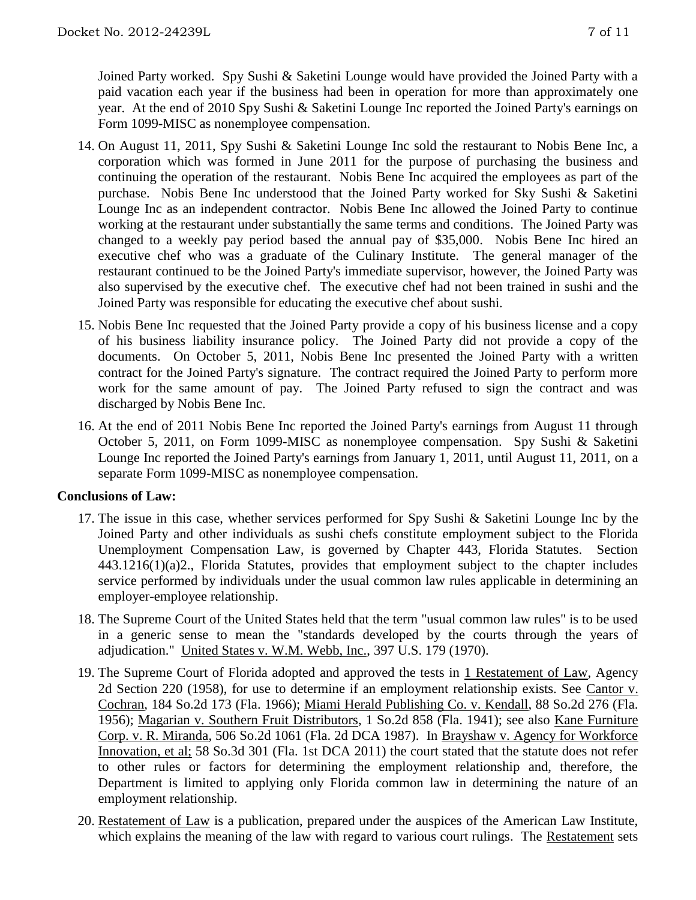Joined Party worked. Spy Sushi & Saketini Lounge would have provided the Joined Party with a paid vacation each year if the business had been in operation for more than approximately one year. At the end of 2010 Spy Sushi & Saketini Lounge Inc reported the Joined Party's earnings on Form 1099-MISC as nonemployee compensation.

14. On August 11, 2011, Spy Sushi & Saketini Lounge Inc sold the restaurant to Nobis Bene Inc, a corporation which was formed in June 2011 for the purpose of purchasing the business and continuing the operation of the restaurant. Nobis Bene Inc acquired the employees as part of the purchase. Nobis Bene Inc understood that the Joined Party worked for Sky Sushi & Saketini Lounge Inc as an independent contractor. Nobis Bene Inc allowed the Joined Party to continue working at the restaurant under substantially the same terms and conditions. The Joined Party was changed to a weekly pay period based the annual pay of $35,000. Nobis Bene Inc hired an executive chef who was a graduate of the Culinary Institute. The general manager of the restaurant continued to be the Joined Party's immediate supervisor, however, the Joined Party was also supervised by the executive chef. The executive chef had not been trained in sushi and the Joined Party was responsible for educating the executive chef about sushi.
15. Nobis Bene Inc requested that the Joined Party provide a copy of his business license and a copy of his business liability insurance policy. The Joined Party did not provide a copy of the documents. On October 5, 2011, Nobis Bene Inc presented the Joined Party with a written contract for the Joined Party's signature. The contract required the Joined Party to perform more work for the same amount of pay. The Joined Party refused to sign the contract and was discharged by Nobis Bene Inc.
16. At the end of 2011 Nobis Bene Inc reported the Joined Party's earnings from August 11 through October 5, 2011, on Form 1099-MISC as nonemployee compensation. Spy Sushi & Saketini Lounge Inc reported the Joined Party's earnings from January 1, 2011, until August 11, 2011, on a separate Form 1099-MISC as nonemployee compensation.

**Conclusions of Law:**

17. The issue in this case, whether services performed for Spy Sushi & Saketini Lounge Inc by the Joined Party and other individuals as sushi chefs constitute employment subject to the Florida Unemployment Compensation Law, is governed by Chapter 443, Florida Statutes. Section 443.1216(1)(a)2., Florida Statutes, provides that employment subject to the chapter includes service performed by individuals under the usual common law rules applicable in determining an employer-employee relationship.
18. The Supreme Court of the United States held that the term "usual common law rules" is to be used in a generic sense to mean the "standards developed by the courts through the years of adjudication." United States v. W.M. Webb, Inc., 397 U.S. 179 (1970).
19. The Supreme Court of Florida adopted and approved the tests in 1 Restatement of Law, Agency 2d Section 220 (1958), for use to determine if an employment relationship exists. See Cantor v. Cochran, 184 So.2d 173 (Fla. 1966); Miami Herald Publishing Co. v. Kendall, 88 So.2d 276 (Fla. 1956); Magarian v. Southern Fruit Distributors, 1 So.2d 858 (Fla. 1941); see also Kane Furniture Corp. v. R. Miranda, 506 So.2d 1061 (Fla. 2d DCA 1987). In Brayshaw v. Agency for Workforce Innovation, et al; 58 So.3d 301 (Fla. 1st DCA 2011) the court stated that the statute does not refer to other rules or factors for determining the employment relationship and, therefore, the Department is limited to applying only Florida common law in determining the nature of an employment relationship.
20. Restatement of Law is a publication, prepared under the auspices of the American Law Institute, which explains the meaning of the law with regard to various court rulings. The Restatement sets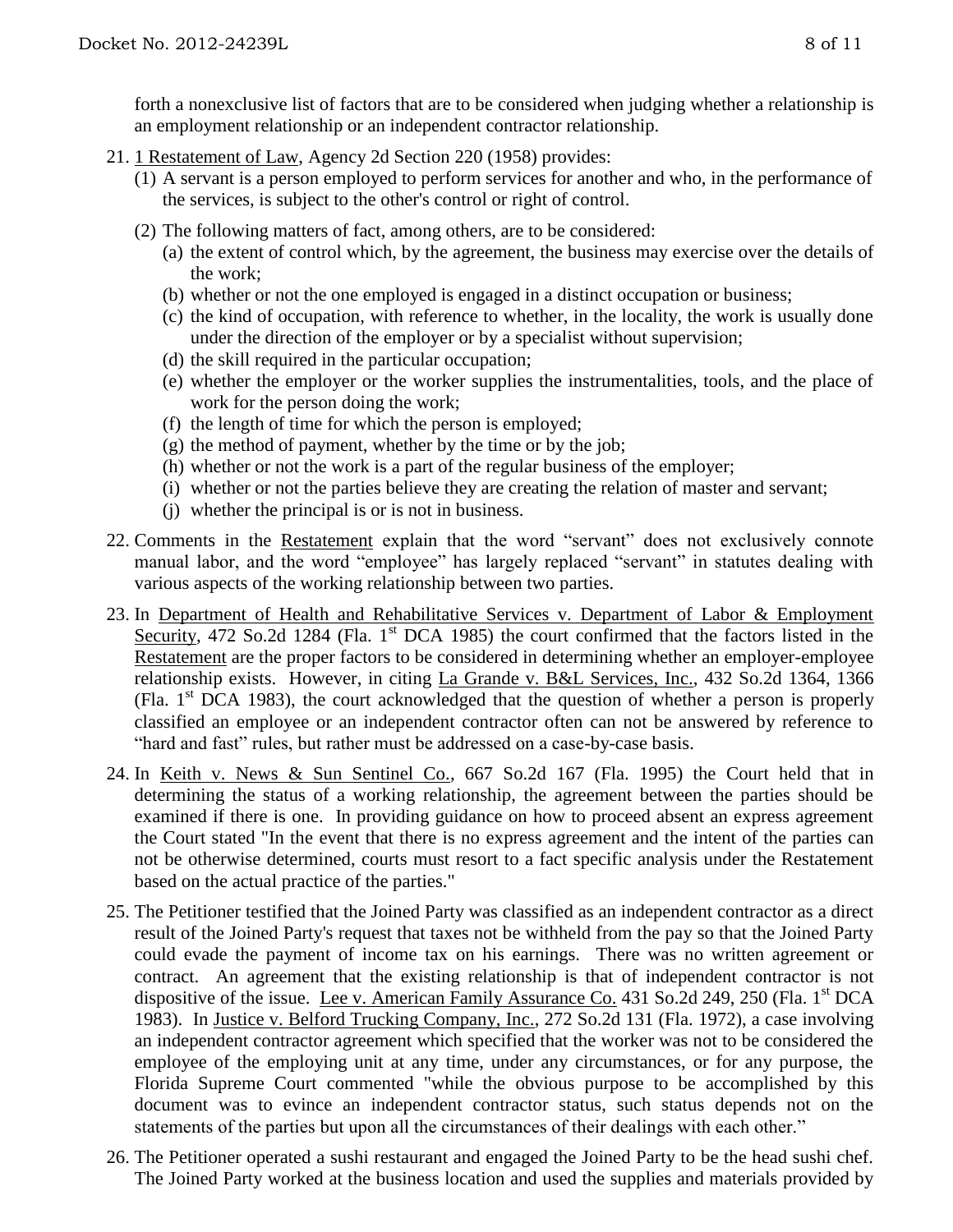forth a nonexclusive list of factors that are to be considered when judging whether a relationship is an employment relationship or an independent contractor relationship.

21. 1 Restatement of Law, Agency 2d Section 220 (1958) provides:
    (1) A servant is a person employed to perform services for another and who, in the performance of the services, is subject to the other's control or right of control.
    (2) The following matters of fact, among others, are to be considered:
        (a) the extent of control which, by the agreement, the business may exercise over the details of the work;
        (b) whether or not the one employed is engaged in a distinct occupation or business;
        (c) the kind of occupation, with reference to whether, in the locality, the work is usually done under the direction of the employer or by a specialist without supervision;
        (d) the skill required in the particular occupation;
        (e) whether the employer or the worker supplies the instrumentalities, tools, and the place of work for the person doing the work;
        (f) the length of time for which the person is employed;
        (g) the method of payment, whether by the time or by the job;
        (h) whether or not the work is a part of the regular business of the employer;
        (i) whether or not the parties believe they are creating the relation of master and servant;
        (j) whether the principal is or is not in business.

22. Comments in the Restatement explain that the word "servant" does not exclusively connote manual labor, and the word "employee" has largely replaced "servant" in statutes dealing with various aspects of the working relationship between two parties.

23. In Department of Health and Rehabilitative Services v. Department of Labor & Employment Security, 472 So.2d 1284 (Fla. 1st DCA 1985) the court confirmed that the factors listed in the Restatement are the proper factors to be considered in determining whether an employer-employee relationship exists. However, in citing La Grande v. B&L Services, Inc., 432 So.2d 1364, 1366 (Fla. 1st DCA 1983), the court acknowledged that the question of whether a person is properly classified an employee or an independent contractor often can not be answered by reference to "hard and fast" rules, but rather must be addressed on a case-by-case basis.

24. In Keith v. News & Sun Sentinel Co., 667 So.2d 167 (Fla. 1995) the Court held that in determining the status of a working relationship, the agreement between the parties should be examined if there is one. In providing guidance on how to proceed absent an express agreement the Court stated "In the event that there is no express agreement and the intent of the parties can not be otherwise determined, courts must resort to a fact specific analysis under the Restatement based on the actual practice of the parties."

25. The Petitioner testified that the Joined Party was classified as an independent contractor as a direct result of the Joined Party's request that taxes not be withheld from the pay so that the Joined Party could evade the payment of income tax on his earnings. There was no written agreement or contract. An agreement that the existing relationship is that of independent contractor is not dispositive of the issue. Lee v. American Family Assurance Co. 431 So.2d 249, 250 (Fla. 1st DCA 1983). In Justice v. Belford Trucking Company, Inc., 272 So.2d 131 (Fla. 1972), a case involving an independent contractor agreement which specified that the worker was not to be considered the employee of the employing unit at any time, under any circumstances, or for any purpose, the Florida Supreme Court commented "while the obvious purpose to be accomplished by this document was to evince an independent contractor status, such status depends not on the statements of the parties but upon all the circumstances of their dealings with each other."

26. The Petitioner operated a sushi restaurant and engaged the Joined Party to be the head sushi chef. The Joined Party worked at the business location and used the supplies and materials provided by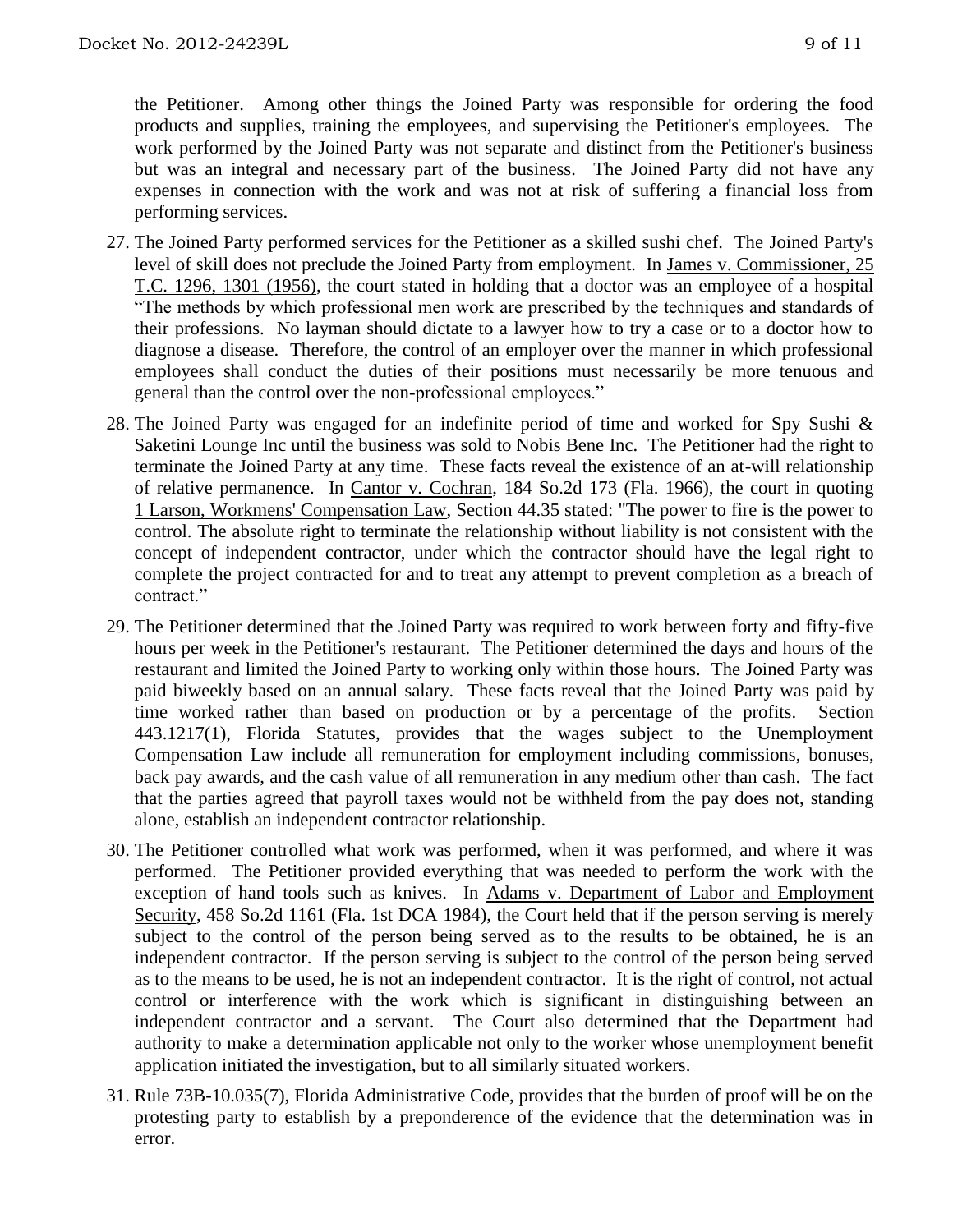the Petitioner. Among other things the Joined Party was responsible for ordering the food products and supplies, training the employees, and supervising the Petitioner's employees. The work performed by the Joined Party was not separate and distinct from the Petitioner's business but was an integral and necessary part of the business. The Joined Party did not have any expenses in connection with the work and was not at risk of suffering a financial loss from performing services.

27. The Joined Party performed services for the Petitioner as a skilled sushi chef. The Joined Party's level of skill does not preclude the Joined Party from employment. In James v. Commissioner, 25 T.C. 1296, 1301 (1956), the court stated in holding that a doctor was an employee of a hospital "The methods by which professional men work are prescribed by the techniques and standards of their professions. No layman should dictate to a lawyer how to try a case or to a doctor how to diagnose a disease. Therefore, the control of an employer over the manner in which professional employees shall conduct the duties of their positions must necessarily be more tenuous and general than the control over the non-professional employees."

28. The Joined Party was engaged for an indefinite period of time and worked for Spy Sushi & Saketini Lounge Inc until the business was sold to Nobis Bene Inc. The Petitioner had the right to terminate the Joined Party at any time. These facts reveal the existence of an at-will relationship of relative permanence. In Cantor v. Cochran, 184 So.2d 173 (Fla. 1966), the court in quoting 1 Larson, Workmens' Compensation Law, Section 44.35 stated: "The power to fire is the power to control. The absolute right to terminate the relationship without liability is not consistent with the concept of independent contractor, under which the contractor should have the legal right to complete the project contracted for and to treat any attempt to prevent completion as a breach of contract."

29. The Petitioner determined that the Joined Party was required to work between forty and fifty-five hours per week in the Petitioner's restaurant. The Petitioner determined the days and hours of the restaurant and limited the Joined Party to working only within those hours. The Joined Party was paid biweekly based on an annual salary. These facts reveal that the Joined Party was paid by time worked rather than based on production or by a percentage of the profits. Section 443.1217(1), Florida Statutes, provides that the wages subject to the Unemployment Compensation Law include all remuneration for employment including commissions, bonuses, back pay awards, and the cash value of all remuneration in any medium other than cash. The fact that the parties agreed that payroll taxes would not be withheld from the pay does not, standing alone, establish an independent contractor relationship.

30. The Petitioner controlled what work was performed, when it was performed, and where it was performed. The Petitioner provided everything that was needed to perform the work with the exception of hand tools such as knives. In Adams v. Department of Labor and Employment Security, 458 So.2d 1161 (Fla. 1st DCA 1984), the Court held that if the person serving is merely subject to the control of the person being served as to the results to be obtained, he is an independent contractor. If the person serving is subject to the control of the person being served as to the means to be used, he is not an independent contractor. It is the right of control, not actual control or interference with the work which is significant in distinguishing between an independent contractor and a servant. The Court also determined that the Department had authority to make a determination applicable not only to the worker whose unemployment benefit application initiated the investigation, but to all similarly situated workers.

31. Rule 73B-10.035(7), Florida Administrative Code, provides that the burden of proof will be on the protesting party to establish by a preponderence of the evidence that the determination was in error.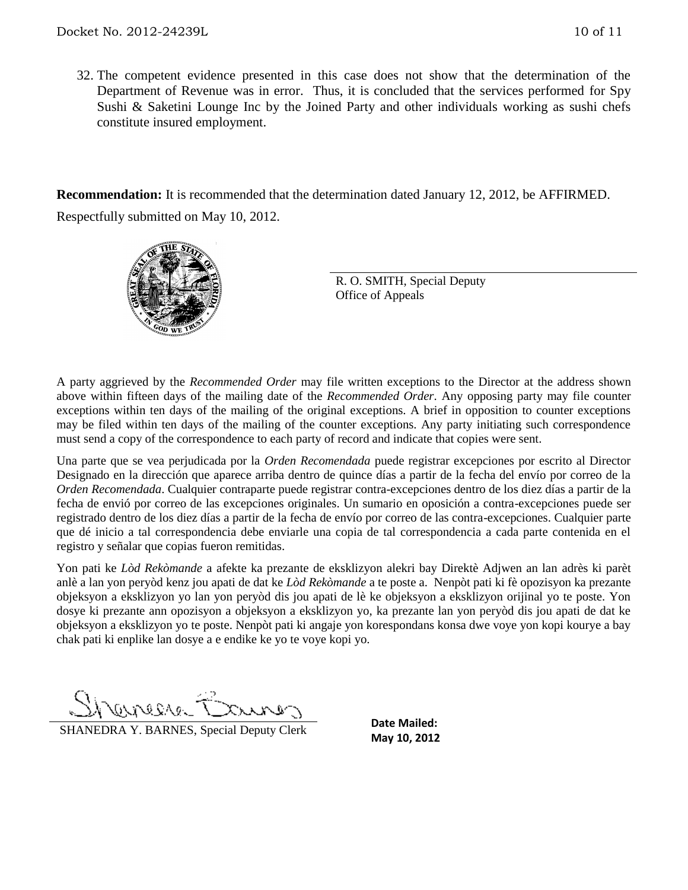32. The competent evidence presented in this case does not show that the determination of the Department of Revenue was in error. Thus, it is concluded that the services performed for Spy Sushi & Saketini Lounge Inc by the Joined Party and other individuals working as sushi chefs constitute insured employment.

**Recommendation:** It is recommended that the determination dated January 12, 2012, be AFFIRMED.

Respectfully submitted on May 10, 2012.

R. O. SMITH, Special Deputy
Office of Appeals

A party aggrieved by the *Recommended Order* may file written exceptions to the Director at the address shown above within fifteen days of the mailing date of the *Recommended Order*. Any opposing party may file counter exceptions within ten days of the mailing of the original exceptions. A brief in opposition to counter exceptions may be filed within ten days of the mailing of the counter exceptions. Any party initiating such correspondence must send a copy of the correspondence to each party of record and indicate that copies were sent.

Una parte que se vea perjudicada por la *Orden Recomendada* puede registrar excepciones por escrito al Director Designado en la dirección que aparece arriba dentro de quince días a partir de la fecha del envío por correo de la *Orden Recomendada*. Cualquier contraparte puede registrar contra-excepciones dentro de los diez días a partir de la fecha de envió por correo de las excepciones originales. Un sumario en oposición a contra-excepciones puede ser registrado dentro de los diez días a partir de la fecha de envío por correo de las contra-excepciones. Cualquier parte que dé inicio a tal correspondencia debe enviarle una copia de tal correspondencia a cada parte contenida en el registro y señalar que copias fueron remitidas.

Yon pati ke *Lòd Rekòmande* a afekte ka prezante de eksklizyon alekri bay Direktè Adjwen an lan adrès ki parèt anlè a lan yon peryòd kenz jou apati de dat ke *Lòd Rekòmande* a te poste a. Nenpòt pati ki fè opozisyon ka prezante objeksyon a eksklizyon yo lan yon peryòd dis jou apati de lè ke objeksyon a eksklizyon orijinal yo te poste. Yon dosye ki prezante ann opozisyon a objeksyon a eksklizyon yo, ka prezante lan yon peryòd dis jou apati de dat ke objeksyon a eksklizyon yo te poste. Nenpòt pati ki angaje yon korespondans konsa dwe voye yon kopi kourye a bay chak pati ki enplike lan dosye a e endike ke yo te voye kopi yo.

SHANEDRA Y. BARNES, Special Deputy Clerk

**Date Mailed:**
**May 10, 2012**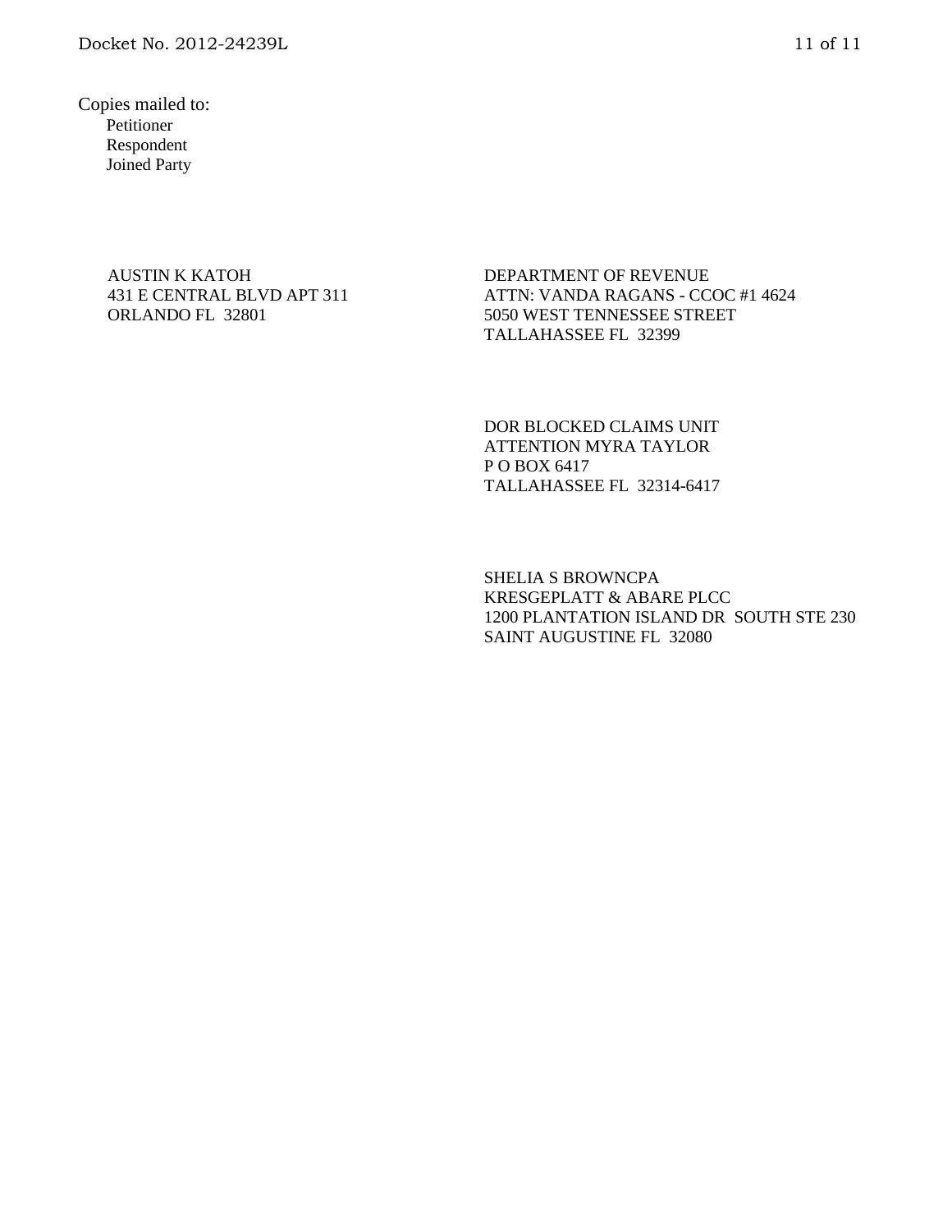Copies mailed to:

Petitioner
Respondent
Joined Party

AUSTIN K KATOH
431 E CENTRAL BLVD APT 311
ORLANDO FL 32801

DEPARTMENT OF REVENUE
ATTN: VANDA RAGANS - CCOC #1 4624
5050 WEST TENNESSEE STREET
TALLAHASSEE FL 32399

DOR BLOCKED CLAIMS UNIT
ATTENTION MYRA TAYLOR
P O BOX 6417
TALLAHASSEE FL 32314-6417

SHELIA S BROWNCPA
KRESGEPLATT & ABARE PLCC
1200 PLANTATION ISLAND DR SOUTH STE 230
SAINT AUGUSTINE FL 32080